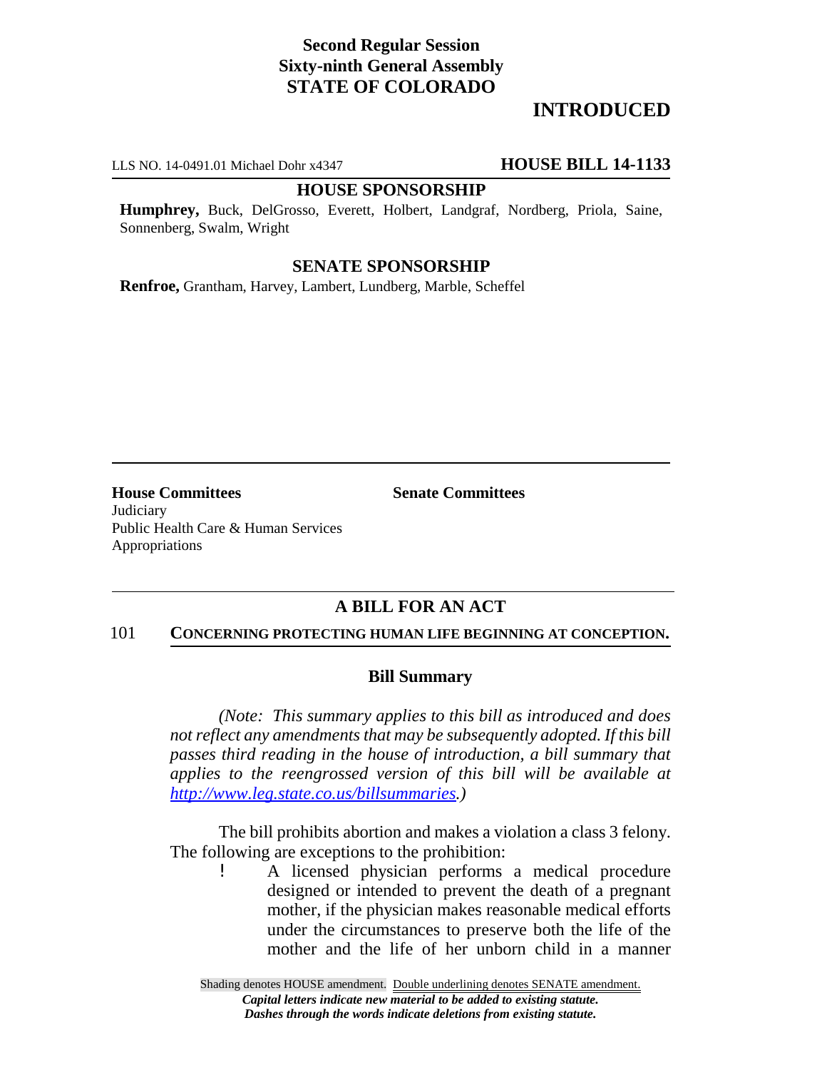**Second Regular Session**
**Sixty-ninth General Assembly**
**STATE OF COLORADO**

# INTRODUCTED

LLS NO. 14-0491.01 Michael Dohr x4347 **HOUSE BILL 14-1133**

**HOUSE SPONSORSHIP**

**Humphrey,** Buck, DelGrosso, Everett, Holbert, Landgraf, Nordberg, Priola, Saine, Sonnenberg, Swalm, Wright

**SENATE SPONSORSHIP**

**Renfroe,** Grantham, Harvey, Lambert, Lundberg, Marble, Scheffel

**House Committees**
Judiciary
Public Health Care & Human Services
Appropriations

**Senate Committees**

## A BILL FOR AN ACT

101 **CONCERNING PROTECTING HUMAN LIFE BEGINNING AT CONCEPTION.**

### Bill Summary

*(Note: This summary applies to this bill as introduced and does not reflect any amendments that may be subsequently adopted. If this bill passes third reading in the house of introduction, a bill summary that applies to the reengrossed version of this bill will be available at http://www.leg.state.co.us/billsummaries.)*

The bill prohibits abortion and makes a violation a class 3 felony. The following are exceptions to the prohibition:

- A licensed physician performs a medical procedure designed or intended to prevent the death of a pregnant mother, if the physician makes reasonable medical efforts under the circumstances to preserve both the life of the mother and the life of her unborn child in a manner

Shading denotes HOUSE amendment. Double underlining denotes SENATE amendment.
*Capital letters indicate new material to be added to existing statute.*
*Dashes through the words indicate deletions from existing statute.*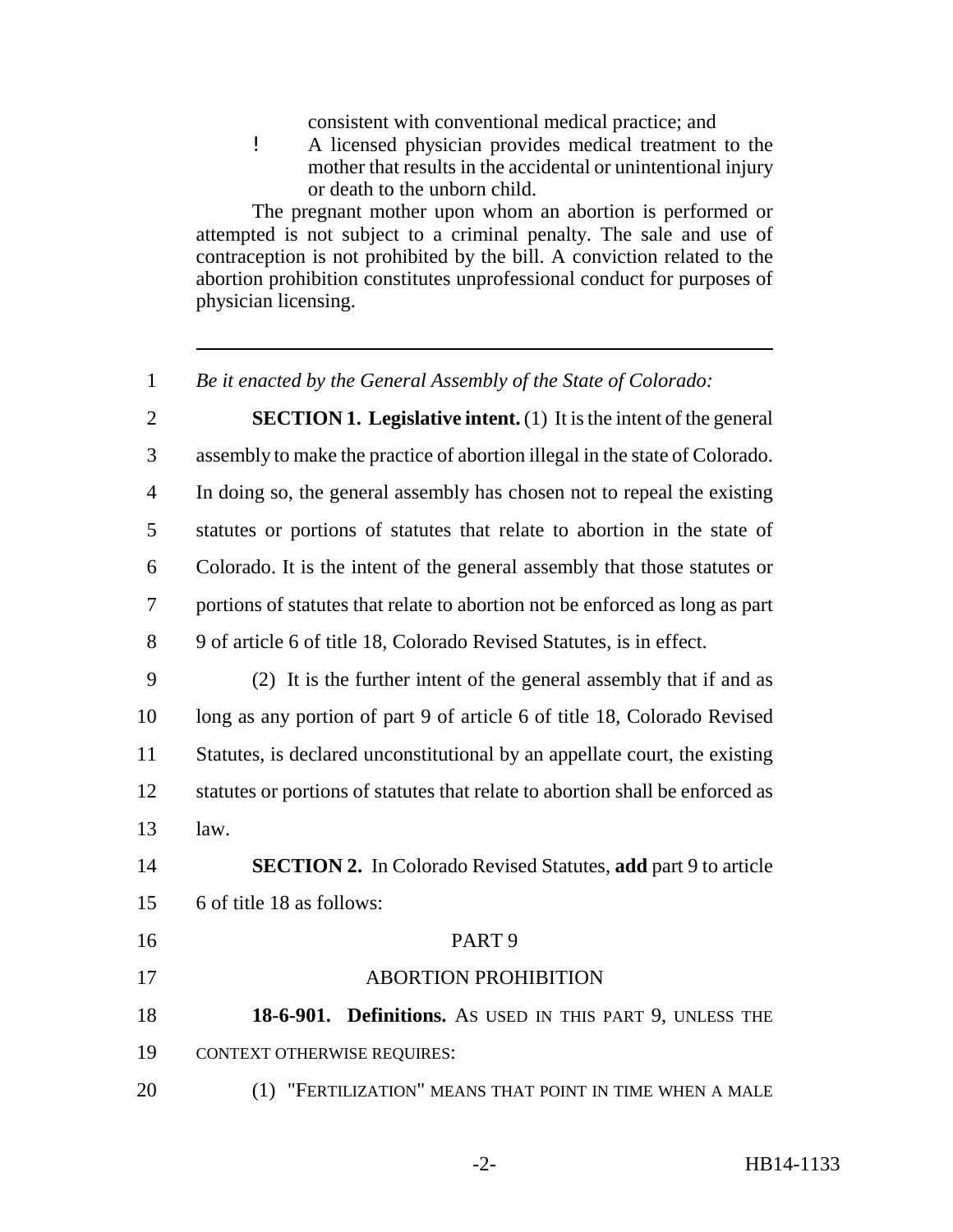consistent with conventional medical practice; and

- A licensed physician provides medical treatment to the mother that results in the accidental or unintentional injury or death to the unborn child.

The pregnant mother upon whom an abortion is performed or attempted is not subject to a criminal penalty. The sale and use of contraception is not prohibited by the bill. A conviction related to the abortion prohibition constitutes unprofessional conduct for purposes of physician licensing.

---

1 *Be it enacted by the General Assembly of the State of Colorado:*

2 **SECTION 1. Legislative intent.** (1) It is the intent of the general
3 assembly to make the practice of abortion illegal in the state of Colorado.
4 In doing so, the general assembly has chosen not to repeal the existing
5 statutes or portions of statutes that relate to abortion in the state of
6 Colorado. It is the intent of the general assembly that those statutes or
7 portions of statutes that relate to abortion not be enforced as long as part
8 9 of article 6 of title 18, Colorado Revised Statutes, is in effect.

9 (2) It is the further intent of the general assembly that if and as
10 long as any portion of part 9 of article 6 of title 18, Colorado Revised
11 Statutes, is declared unconstitutional by an appellate court, the existing
12 statutes or portions of statutes that relate to abortion shall be enforced as
13 law.

14 **SECTION 2.** In Colorado Revised Statutes, **add** part 9 to article
15 6 of title 18 as follows:

16 PART 9

17 ABORTION PROHIBITION

18 **18-6-901. Definitions.** AS USED IN THIS PART 9, UNLESS THE
19 CONTEXT OTHERWISE REQUIRES:

20 (1) "FERTILIZATION" MEANS THAT POINT IN TIME WHEN A MALE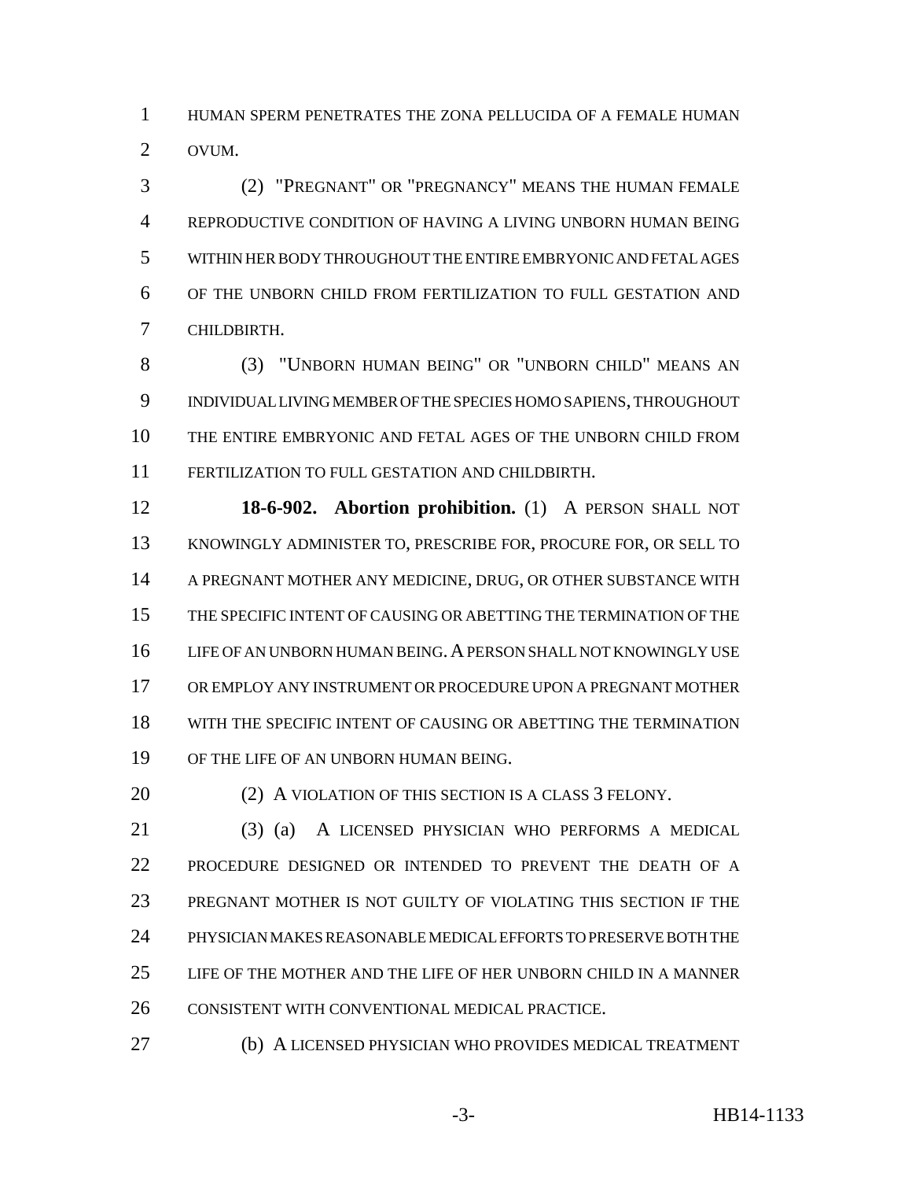HUMAN SPERM PENETRATES THE ZONA PELLUCIDA OF A FEMALE HUMAN OVUM.

(2) "PREGNANT" OR "PREGNANCY" MEANS THE HUMAN FEMALE REPRODUCTIVE CONDITION OF HAVING A LIVING UNBORN HUMAN BEING WITHIN HER BODY THROUGHOUT THE ENTIRE EMBRYONIC AND FETAL AGES OF THE UNBORN CHILD FROM FERTILIZATION TO FULL GESTATION AND CHILDBIRTH.

(3) "UNBORN HUMAN BEING" OR "UNBORN CHILD" MEANS AN INDIVIDUAL LIVING MEMBER OF THE SPECIES HOMO SAPIENS, THROUGHOUT THE ENTIRE EMBRYONIC AND FETAL AGES OF THE UNBORN CHILD FROM FERTILIZATION TO FULL GESTATION AND CHILDBIRTH.

**18-6-902. Abortion prohibition.** (1) A PERSON SHALL NOT KNOWINGLY ADMINISTER TO, PRESCRIBE FOR, PROCURE FOR, OR SELL TO A PREGNANT MOTHER ANY MEDICINE, DRUG, OR OTHER SUBSTANCE WITH THE SPECIFIC INTENT OF CAUSING OR ABETTING THE TERMINATION OF THE LIFE OF AN UNBORN HUMAN BEING. A PERSON SHALL NOT KNOWINGLY USE OR EMPLOY ANY INSTRUMENT OR PROCEDURE UPON A PREGNANT MOTHER WITH THE SPECIFIC INTENT OF CAUSING OR ABETTING THE TERMINATION OF THE LIFE OF AN UNBORN HUMAN BEING.

(2) A VIOLATION OF THIS SECTION IS A CLASS 3 FELONY.

(3) (a) A LICENSED PHYSICIAN WHO PERFORMS A MEDICAL PROCEDURE DESIGNED OR INTENDED TO PREVENT THE DEATH OF A PREGNANT MOTHER IS NOT GUILTY OF VIOLATING THIS SECTION IF THE PHYSICIAN MAKES REASONABLE MEDICAL EFFORTS TO PRESERVE BOTH THE LIFE OF THE MOTHER AND THE LIFE OF HER UNBORN CHILD IN A MANNER CONSISTENT WITH CONVENTIONAL MEDICAL PRACTICE.

(b) A LICENSED PHYSICIAN WHO PROVIDES MEDICAL TREATMENT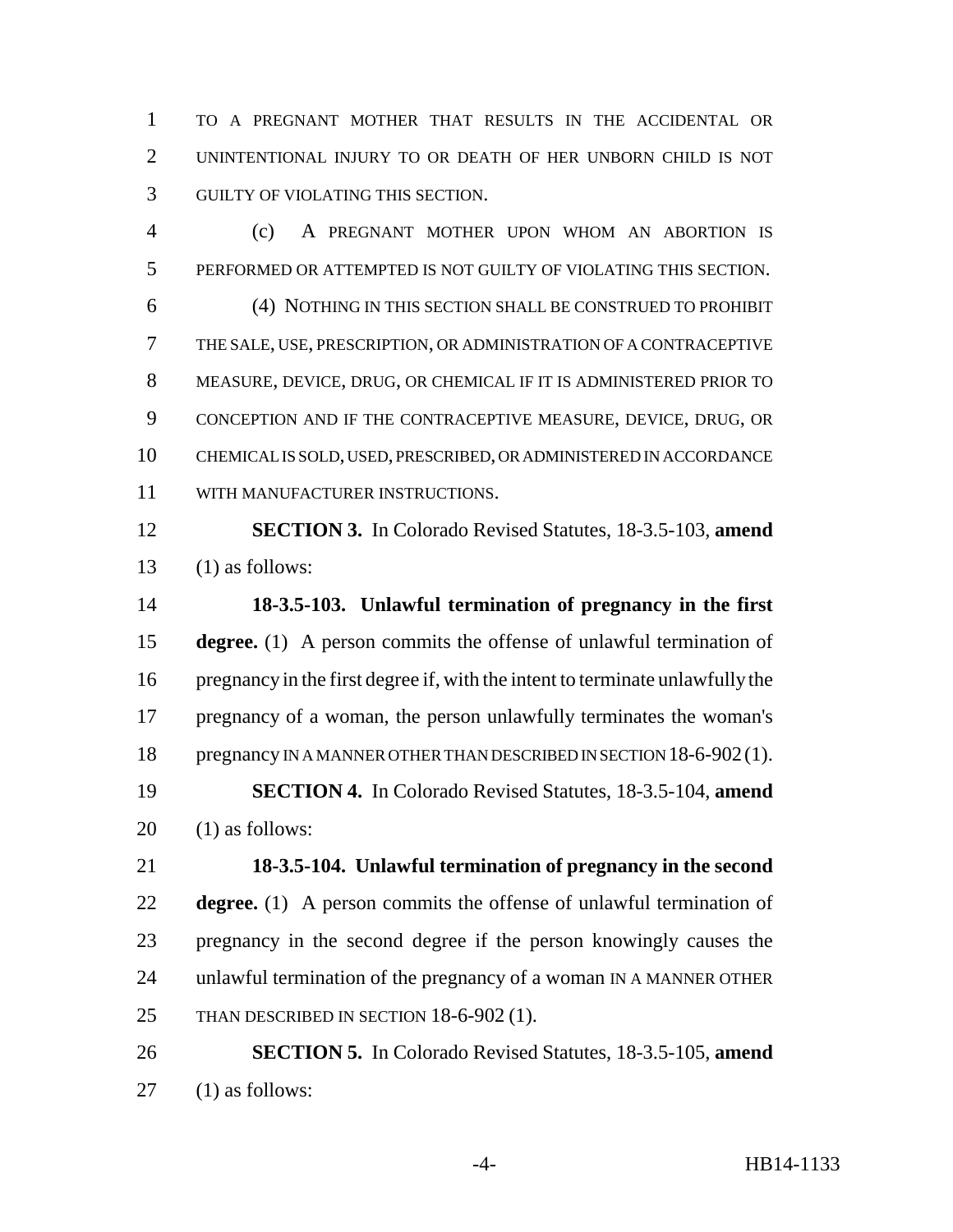TO A PREGNANT MOTHER THAT RESULTS IN THE ACCIDENTAL OR UNINTENTIONAL INJURY TO OR DEATH OF HER UNBORN CHILD IS NOT GUILTY OF VIOLATING THIS SECTION.

(c) A PREGNANT MOTHER UPON WHOM AN ABORTION IS PERFORMED OR ATTEMPTED IS NOT GUILTY OF VIOLATING THIS SECTION.

(4) NOTHING IN THIS SECTION SHALL BE CONSTRUED TO PROHIBIT THE SALE, USE, PRESCRIPTION, OR ADMINISTRATION OF A CONTRACEPTIVE MEASURE, DEVICE, DRUG, OR CHEMICAL IF IT IS ADMINISTERED PRIOR TO CONCEPTION AND IF THE CONTRACEPTIVE MEASURE, DEVICE, DRUG, OR CHEMICAL IS SOLD, USED, PRESCRIBED, OR ADMINISTERED IN ACCORDANCE WITH MANUFACTURER INSTRUCTIONS.

**SECTION 3.** In Colorado Revised Statutes, 18-3.5-103, **amend** (1) as follows:

**18-3.5-103. Unlawful termination of pregnancy in the first degree.** (1) A person commits the offense of unlawful termination of pregnancy in the first degree if, with the intent to terminate unlawfully the pregnancy of a woman, the person unlawfully terminates the woman's pregnancy IN A MANNER OTHER THAN DESCRIBED IN SECTION 18-6-902 (1).

**SECTION 4.** In Colorado Revised Statutes, 18-3.5-104, **amend** (1) as follows:

**18-3.5-104. Unlawful termination of pregnancy in the second degree.** (1) A person commits the offense of unlawful termination of pregnancy in the second degree if the person knowingly causes the unlawful termination of the pregnancy of a woman IN A MANNER OTHER THAN DESCRIBED IN SECTION 18-6-902 (1).

**SECTION 5.** In Colorado Revised Statutes, 18-3.5-105, **amend** (1) as follows: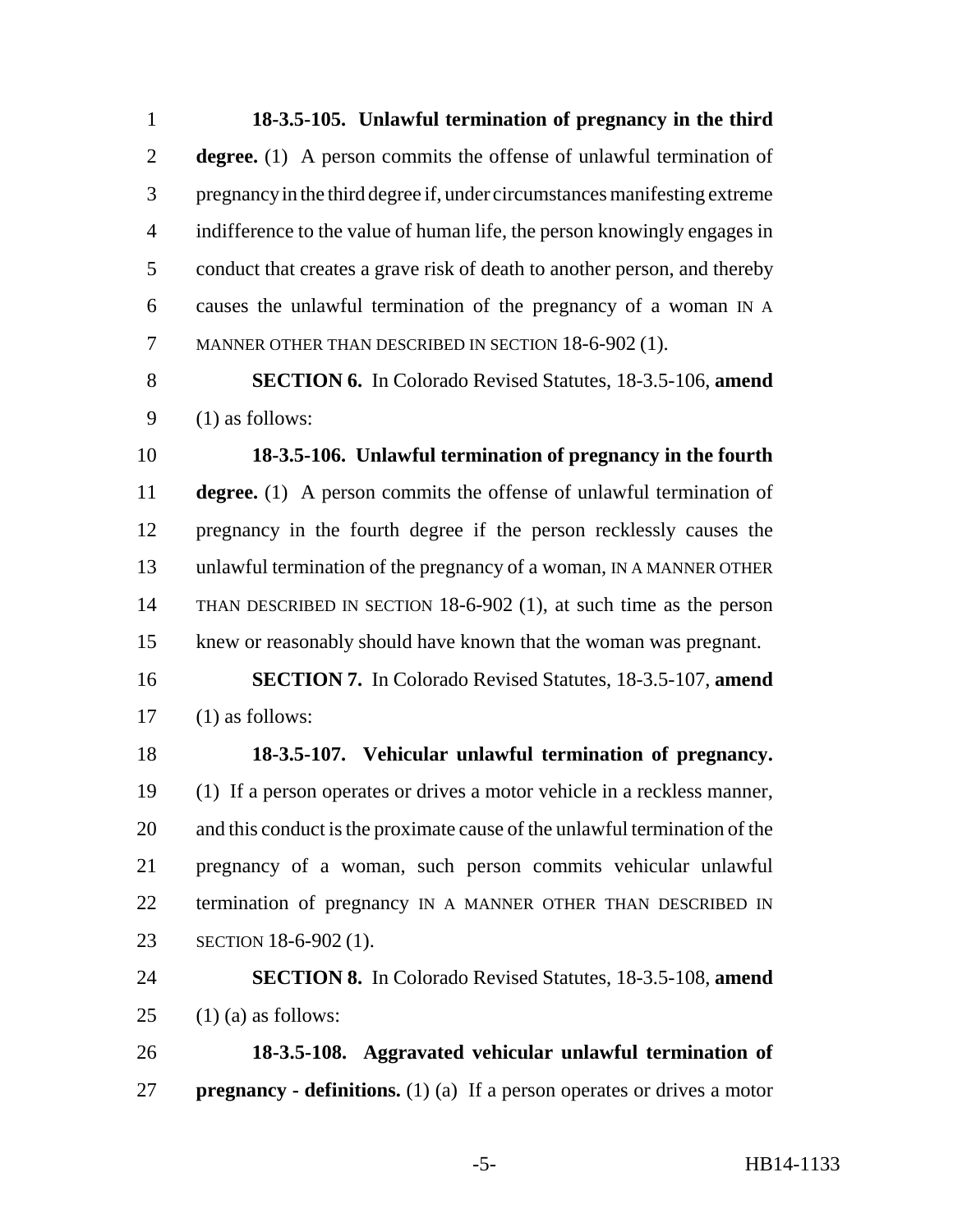**18-3.5-105. Unlawful termination of pregnancy in the third degree.** (1) A person commits the offense of unlawful termination of pregnancy in the third degree if, under circumstances manifesting extreme indifference to the value of human life, the person knowingly engages in conduct that creates a grave risk of death to another person, and thereby causes the unlawful termination of the pregnancy of a woman IN A MANNER OTHER THAN DESCRIBED IN SECTION 18-6-902 (1).

**SECTION 6.** In Colorado Revised Statutes, 18-3.5-106, **amend** (1) as follows:

**18-3.5-106. Unlawful termination of pregnancy in the fourth degree.** (1) A person commits the offense of unlawful termination of pregnancy in the fourth degree if the person recklessly causes the unlawful termination of the pregnancy of a woman, IN A MANNER OTHER THAN DESCRIBED IN SECTION 18-6-902 (1), at such time as the person knew or reasonably should have known that the woman was pregnant.

**SECTION 7.** In Colorado Revised Statutes, 18-3.5-107, **amend** (1) as follows:

**18-3.5-107. Vehicular unlawful termination of pregnancy.** (1) If a person operates or drives a motor vehicle in a reckless manner, and this conduct is the proximate cause of the unlawful termination of the pregnancy of a woman, such person commits vehicular unlawful termination of pregnancy IN A MANNER OTHER THAN DESCRIBED IN SECTION 18-6-902 (1).

**SECTION 8.** In Colorado Revised Statutes, 18-3.5-108, **amend** (1) (a) as follows:

**18-3.5-108. Aggravated vehicular unlawful termination of pregnancy - definitions.** (1) (a) If a person operates or drives a motor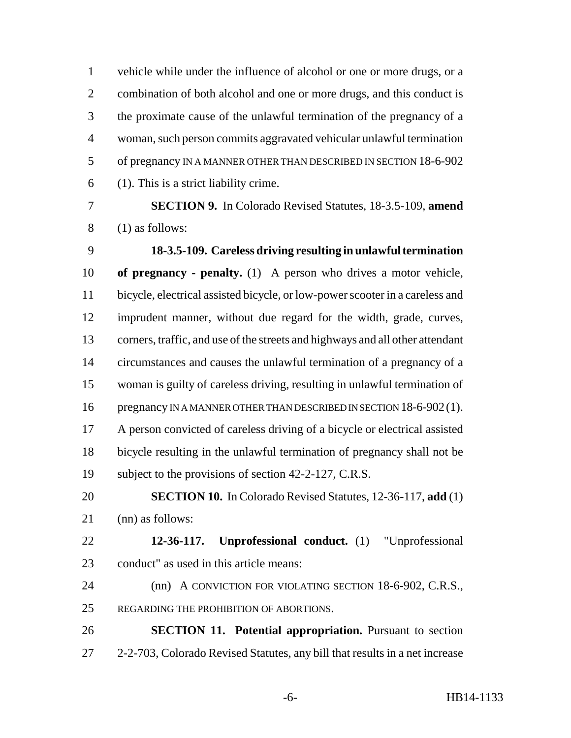vehicle while under the influence of alcohol or one or more drugs, or a combination of both alcohol and one or more drugs, and this conduct is the proximate cause of the unlawful termination of the pregnancy of a woman, such person commits aggravated vehicular unlawful termination of pregnancy IN A MANNER OTHER THAN DESCRIBED IN SECTION 18-6-902 (1). This is a strict liability crime.

**SECTION 9.** In Colorado Revised Statutes, 18-3.5-109, **amend** (1) as follows:

**18-3.5-109. Careless driving resulting in unlawful termination of pregnancy - penalty.** (1) A person who drives a motor vehicle, bicycle, electrical assisted bicycle, or low-power scooter in a careless and imprudent manner, without due regard for the width, grade, curves, corners, traffic, and use of the streets and highways and all other attendant circumstances and causes the unlawful termination of a pregnancy of a woman is guilty of careless driving, resulting in unlawful termination of pregnancy IN A MANNER OTHER THAN DESCRIBED IN SECTION 18-6-902 (1). A person convicted of careless driving of a bicycle or electrical assisted bicycle resulting in the unlawful termination of pregnancy shall not be subject to the provisions of section 42-2-127, C.R.S.

**SECTION 10.** In Colorado Revised Statutes, 12-36-117, **add** (1) (nn) as follows:

**12-36-117. Unprofessional conduct.** (1) "Unprofessional conduct" as used in this article means:

(nn) A CONVICTION FOR VIOLATING SECTION 18-6-902, C.R.S., REGARDING THE PROHIBITION OF ABORTIONS.

**SECTION 11. Potential appropriation.** Pursuant to section 2-2-703, Colorado Revised Statutes, any bill that results in a net increase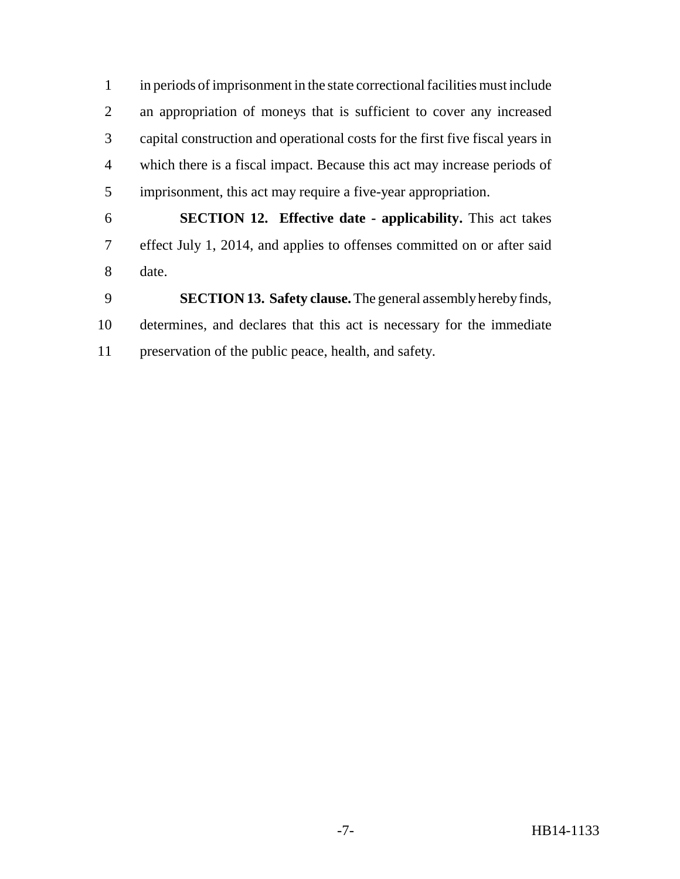in periods of imprisonment in the state correctional facilities must include an appropriation of moneys that is sufficient to cover any increased capital construction and operational costs for the first five fiscal years in which there is a fiscal impact. Because this act may increase periods of imprisonment, this act may require a five-year appropriation.

**SECTION 12. Effective date - applicability.** This act takes effect July 1, 2014, and applies to offenses committed on or after said date.

**SECTION 13. Safety clause.** The general assembly hereby finds, determines, and declares that this act is necessary for the immediate preservation of the public peace, health, and safety.